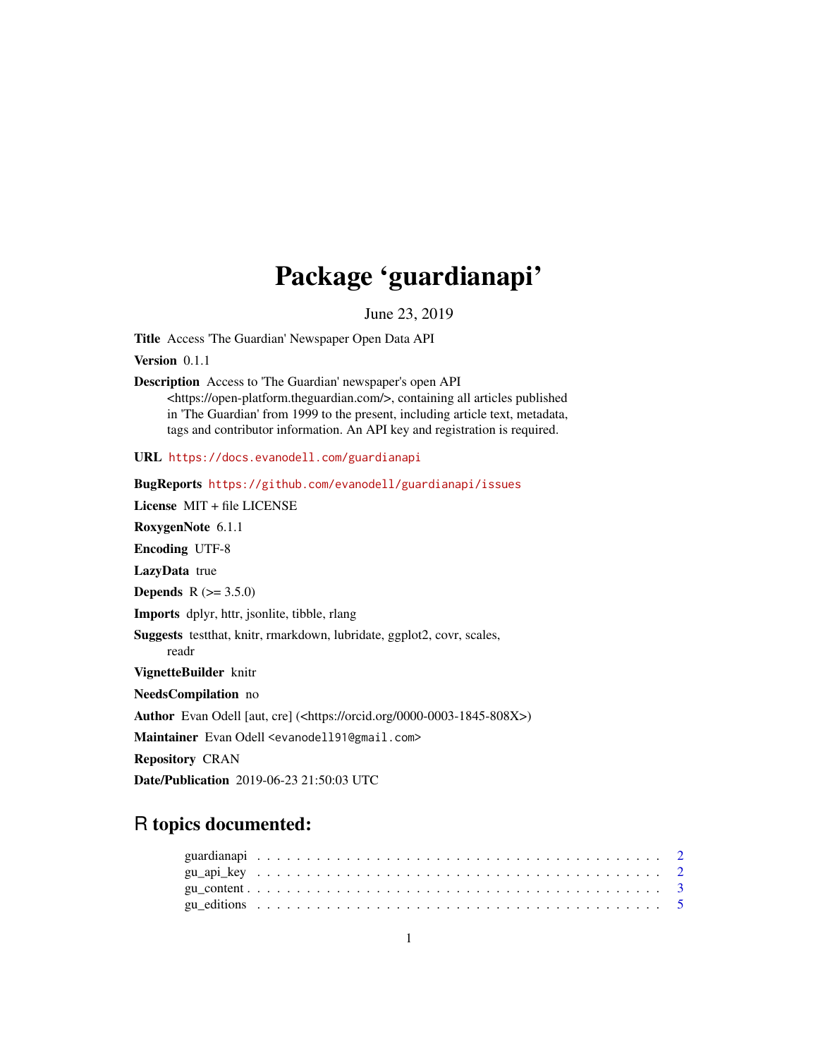# Package 'guardianapi'

June 23, 2019

**Title** Access 'The Guardian' Newspaper Open Data API

**Version** 0.1.1

**Description** Access to 'The Guardian' newspaper's open API <https://open-platform.theguardian.com/>, containing all articles published in 'The Guardian' from 1999 to the present, including article text, metadata, tags and contributor information. An API key and registration is required.

**URL** https://docs.evanodell.com/guardianapi

**BugReports** https://github.com/evanodell/guardianapi/issues

**License** MIT + file LICENSE

**RoxygenNote** 6.1.1

**Encoding** UTF-8

**LazyData** true

**Depends** R (>= 3.5.0)

**Imports** dplyr, httr, jsonlite, tibble, rlang

**Suggests** testthat, knitr, rmarkdown, lubridate, ggplot2, covr, scales, readr

**VignetteBuilder** knitr

**NeedsCompilation** no

**Author** Evan Odell [aut, cre] (<https://orcid.org/0000-0003-1845-808X>)

**Maintainer** Evan Odell <evanodell91@gmail.com>

**Repository** CRAN

**Date/Publication** 2019-06-23 21:50:03 UTC

## R topics documented:

- guardianapi . . . . . . . . . . . . . . . . . . . . . . . . . . . . . . . . . . . . . . . . . 2
- gu_api_key . . . . . . . . . . . . . . . . . . . . . . . . . . . . . . . . . . . . . . . . . 2
- gu_content . . . . . . . . . . . . . . . . . . . . . . . . . . . . . . . . . . . . . . . . . 3
- gu_editions . . . . . . . . . . . . . . . . . . . . . . . . . . . . . . . . . . . . . . . . . 5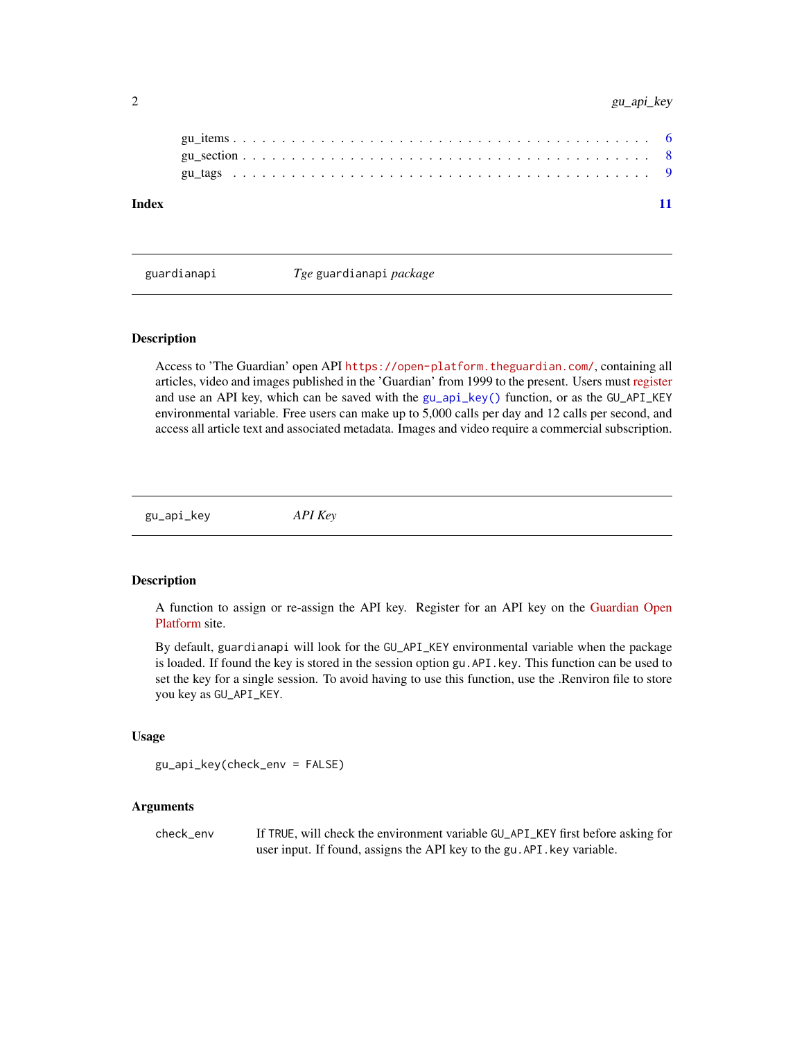gu_items . . . . . . . . . . . . . . . . . . . . . . . . . . . . . . . . . . . . . . . . 6
gu_section . . . . . . . . . . . . . . . . . . . . . . . . . . . . . . . . . . . . . . . 8
gu_tags . . . . . . . . . . . . . . . . . . . . . . . . . . . . . . . . . . . . . . . . 9

**Index** 11

---

`guardianapi` *Tge* `guardianapi` *package*

---

## Description

Access to 'The Guardian' open API `https://open-platform.theguardian.com/`, containing all articles, video and images published in the 'Guardian' from 1999 to the present. Users must register and use an API key, which can be saved with the `gu_api_key()` function, or as the `GU_API_KEY` environmental variable. Free users can make up to 5,000 calls per day and 12 calls per second, and access all article text and associated metadata. Images and video require a commercial subscription.

---

`gu_api_key` *API Key*

---

## Description

A function to assign or re-assign the API key. Register for an API key on the Guardian Open Platform site.

By default, `guardianapi` will look for the `GU_API_KEY` environmental variable when the package is loaded. If found the key is stored in the session option `gu.API.key`. This function can be used to set the key for a single session. To avoid having to use this function, use the .Renviron file to store you key as `GU_API_KEY`.

## Usage

```
gu_api_key(check_env = FALSE)
```

## Arguments

| | |
|---|---|
| `check_env` | If `TRUE`, will check the environment variable `GU_API_KEY` first before asking for user input. If found, assigns the API key to the `gu.API.key` variable. |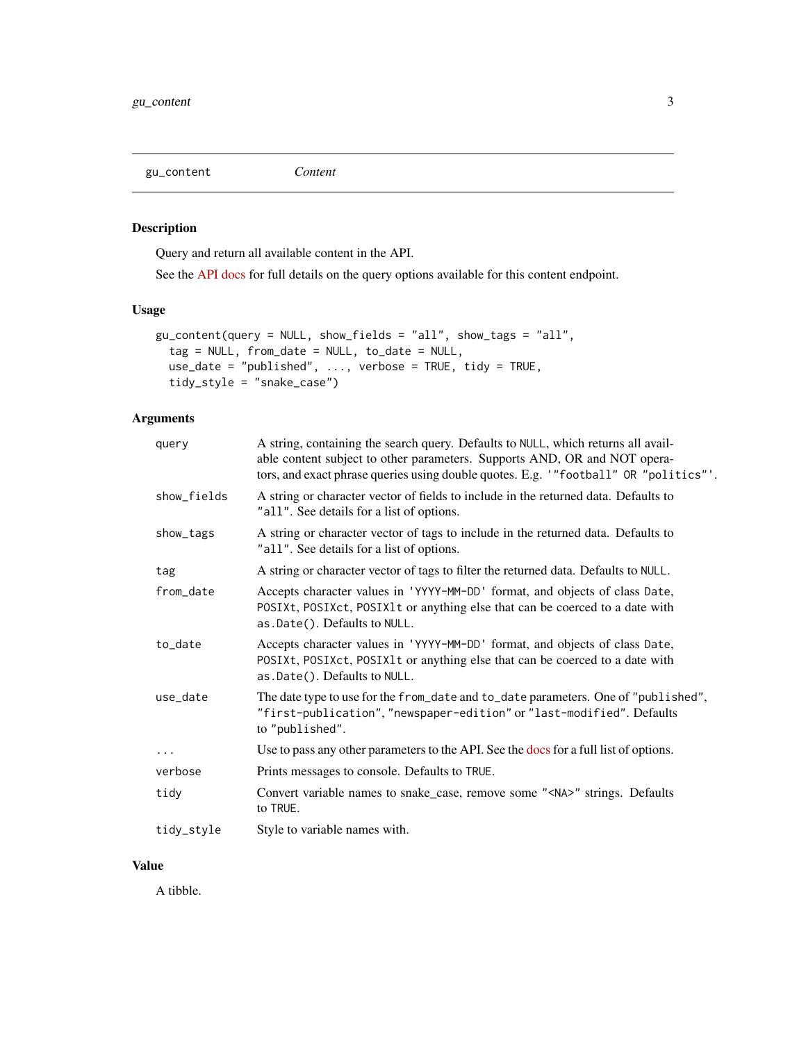gu_content *Content*

## Description

Query and return all available content in the API.

See the API docs for full details on the query options available for this content endpoint.

## Usage

```
gu_content(query = NULL, show_fields = "all", show_tags = "all",
  tag = NULL, from_date = NULL, to_date = NULL,
  use_date = "published", ..., verbose = TRUE, tidy = TRUE,
  tidy_style = "snake_case")
```

## Arguments

| | |
|---|---|
| `query` | A string, containing the search query. Defaults to `NULL`, which returns all available content subject to other parameters. Supports AND, OR and NOT operators, and exact phrase queries using double quotes. E.g. `'"football" OR "politics"'`. |
| `show_fields` | A string or character vector of fields to include in the returned data. Defaults to `"all"`. See details for a list of options. |
| `show_tags` | A string or character vector of tags to include in the returned data. Defaults to `"all"`. See details for a list of options. |
| `tag` | A string or character vector of tags to filter the returned data. Defaults to `NULL`. |
| `from_date` | Accepts character values in `'YYYY-MM-DD'` format, and objects of class `Date`, `POSIXt`, `POSIXct`, `POSIXlt` or anything else that can be coerced to a date with `as.Date()`. Defaults to `NULL`. |
| `to_date` | Accepts character values in `'YYYY-MM-DD'` format, and objects of class `Date`, `POSIXt`, `POSIXct`, `POSIXlt` or anything else that can be coerced to a date with `as.Date()`. Defaults to `NULL`. |
| `use_date` | The date type to use for the `from_date` and `to_date` parameters. One of `"published"`, `"first-publication"`, `"newspaper-edition"` or `"last-modified"`. Defaults to `"published"`. |
| `...` | Use to pass any other parameters to the API. See the docs for a full list of options. |
| `verbose` | Prints messages to console. Defaults to `TRUE`. |
| `tidy` | Convert variable names to snake_case, remove some `"<NA>"` strings. Defaults to `TRUE`. |
| `tidy_style` | Style to variable names with. |

## Value

A tibble.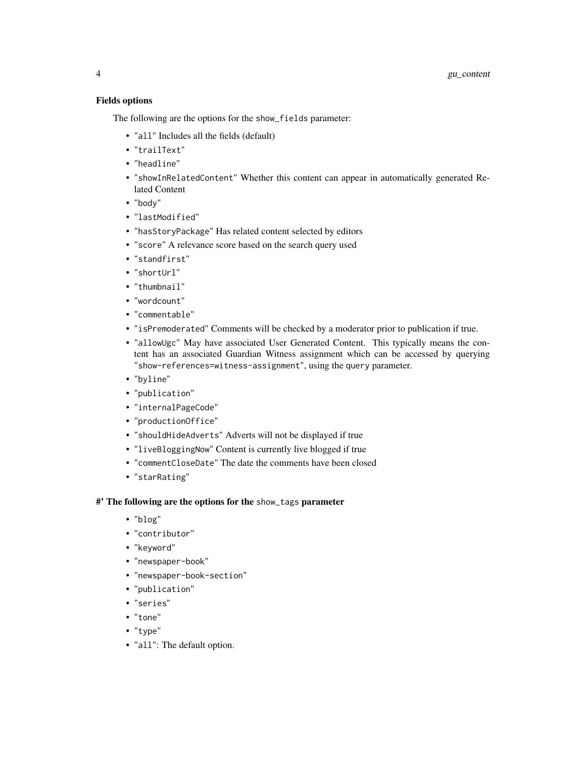### Fields options

The following are the options for the `show_fields` parameter:

- "`all`" Includes all the fields (default)
- "`trailText`"
- "`headline`"
- "`showInRelatedContent`" Whether this content can appear in automatically generated Related Content
- "`body`"
- "`lastModified`"
- "`hasStoryPackage`" Has related content selected by editors
- "`score`" A relevance score based on the search query used
- "`standfirst`"
- "`shortUrl`"
- "`thumbnail`"
- "`wordcount`"
- "`commentable`"
- "`isPremoderated`" Comments will be checked by a moderator prior to publication if true.
- "`allowUgc`" May have associated User Generated Content. This typically means the content has an associated Guardian Witness assignment which can be accessed by querying "`show-references=witness-assignment`", using the `query` parameter.
- "`byline`"
- "`publication`"
- "`internalPageCode`"
- "`productionOffice`"
- "`shouldHideAdverts`" Adverts will not be displayed if true
- "`liveBloggingNow`" Content is currently live blogged if true
- "`commentCloseDate`" The date the comments have been closed
- "`starRating`"

### #' The following are the options for the `show_tags` parameter

- "`blog`"
- "`contributor`"
- "`keyword`"
- "`newspaper-book`"
- "`newspaper-book-section`"
- "`publication`"
- "`series`"
- "`tone`"
- "`type`"
- "`all`": The default option.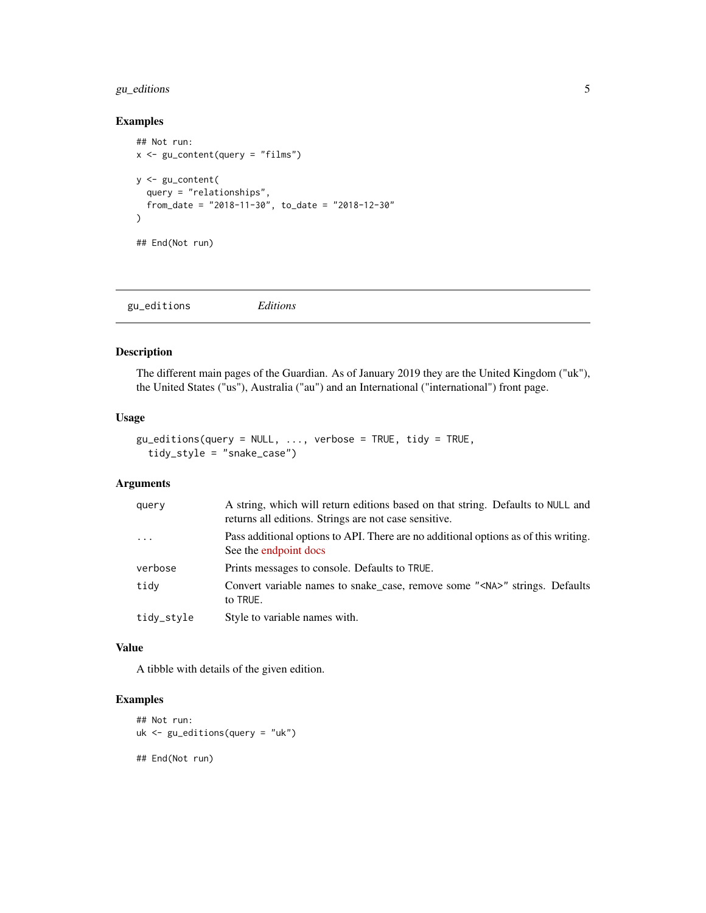### Examples

```
## Not run:
x <- gu_content(query = "films")

y <- gu_content(
  query = "relationships",
  from_date = "2018-11-30", to_date = "2018-12-30"
)

## End(Not run)
```

---

## gu_editions    *Editions*

---

### Description

The different main pages of the Guardian. As of January 2019 they are the United Kingdom ("uk"), the United States ("us"), Australia ("au") and an International ("international") front page.

### Usage

```
gu_editions(query = NULL, ..., verbose = TRUE, tidy = TRUE,
  tidy_style = "snake_case")
```

### Arguments

| | |
|---|---|
| `query` | A string, which will return editions based on that string. Defaults to `NULL` and returns all editions. Strings are not case sensitive. |
| `...` | Pass additional options to API. There are no additional options as of this writing. See the endpoint docs |
| `verbose` | Prints messages to console. Defaults to `TRUE`. |
| `tidy` | Convert variable names to snake_case, remove some `"<NA>"` strings. Defaults to `TRUE`. |
| `tidy_style` | Style to variable names with. |

### Value

A tibble with details of the given edition.

### Examples

```
## Not run:
uk <- gu_editions(query = "uk")

## End(Not run)
```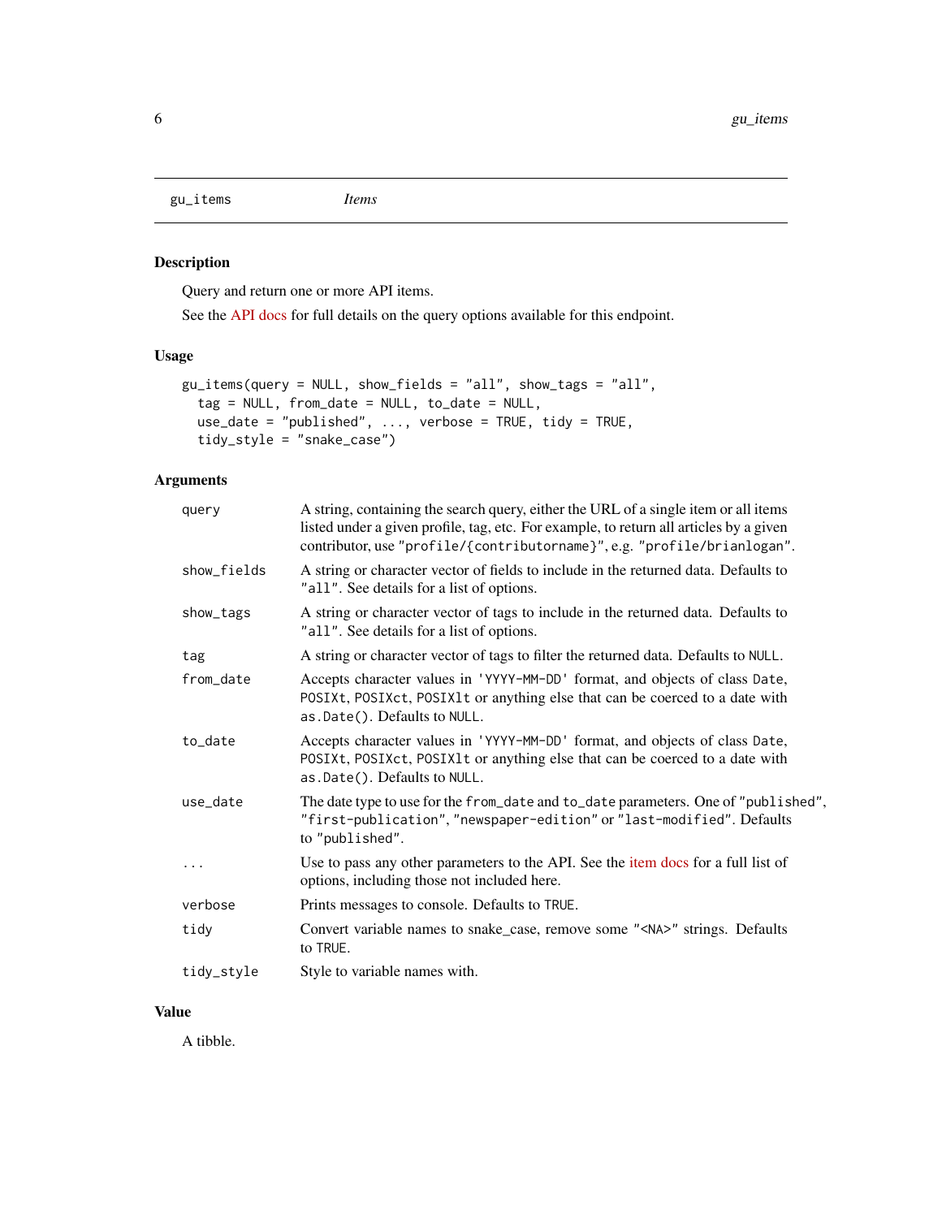gu_items *Items*

## Description

Query and return one or more API items.

See the API docs for full details on the query options available for this endpoint.

## Usage

```
gu_items(query = NULL, show_fields = "all", show_tags = "all",
  tag = NULL, from_date = NULL, to_date = NULL,
  use_date = "published", ..., verbose = TRUE, tidy = TRUE,
  tidy_style = "snake_case")
```

## Arguments

| | |
|---|---|
| query | A string, containing the search query, either the URL of a single item or all items listed under a given profile, tag, etc. For example, to return all articles by a given contributor, use `"profile/{contributorname}"`, e.g. `"profile/brianlogan"`. |
| show_fields | A string or character vector of fields to include in the returned data. Defaults to `"all"`. See details for a list of options. |
| show_tags | A string or character vector of tags to include in the returned data. Defaults to `"all"`. See details for a list of options. |
| tag | A string or character vector of tags to filter the returned data. Defaults to `NULL`. |
| from_date | Accepts character values in `'YYYY-MM-DD'` format, and objects of class `Date`, `POSIXt`, `POSIXct`, `POSIXlt` or anything else that can be coerced to a date with `as.Date()`. Defaults to `NULL`. |
| to_date | Accepts character values in `'YYYY-MM-DD'` format, and objects of class `Date`, `POSIXt`, `POSIXct`, `POSIXlt` or anything else that can be coerced to a date with `as.Date()`. Defaults to `NULL`. |
| use_date | The date type to use for the `from_date` and `to_date` parameters. One of `"published"`, `"first-publication"`, `"newspaper-edition"` or `"last-modified"`. Defaults to `"published"`. |
| ... | Use to pass any other parameters to the API. See the item docs for a full list of options, including those not included here. |
| verbose | Prints messages to console. Defaults to `TRUE`. |
| tidy | Convert variable names to snake_case, remove some `"<NA>"` strings. Defaults to `TRUE`. |
| tidy_style | Style to variable names with. |

## Value

A tibble.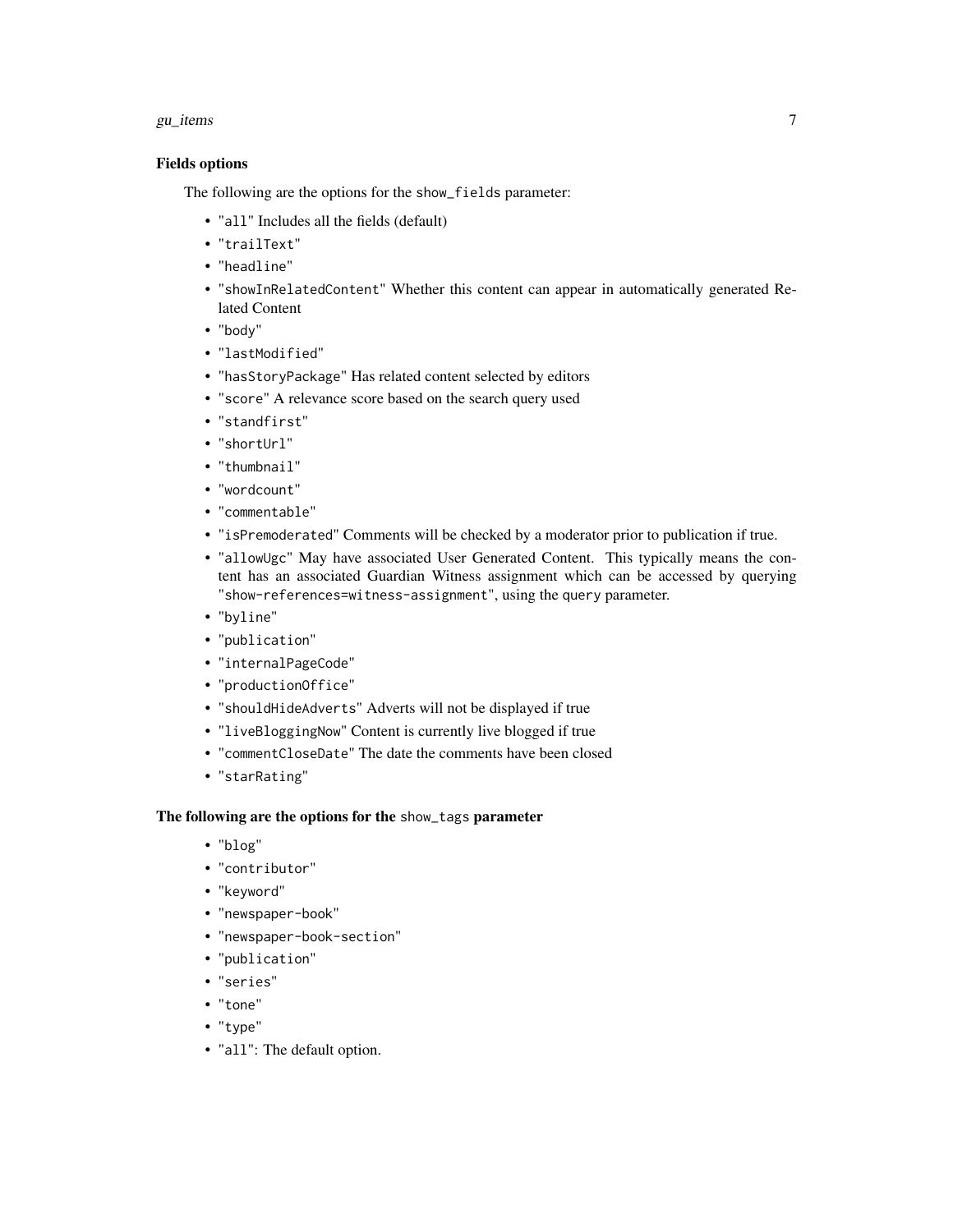### Fields options

The following are the options for the `show_fields` parameter:

- `"all"` Includes all the fields (default)
- `"trailText"`
- `"headline"`
- `"showInRelatedContent"` Whether this content can appear in automatically generated Related Content
- `"body"`
- `"lastModified"`
- `"hasStoryPackage"` Has related content selected by editors
- `"score"` A relevance score based on the search query used
- `"standfirst"`
- `"shortUrl"`
- `"thumbnail"`
- `"wordcount"`
- `"commentable"`
- `"isPremoderated"` Comments will be checked by a moderator prior to publication if true.
- `"allowUgc"` May have associated User Generated Content. This typically means the content has an associated Guardian Witness assignment which can be accessed by querying `"show-references=witness-assignment"`, using the `query` parameter.
- `"byline"`
- `"publication"`
- `"internalPageCode"`
- `"productionOffice"`
- `"shouldHideAdverts"` Adverts will not be displayed if true
- `"liveBloggingNow"` Content is currently live blogged if true
- `"commentCloseDate"` The date the comments have been closed
- `"starRating"`

### The following are the options for the `show_tags` parameter

- `"blog"`
- `"contributor"`
- `"keyword"`
- `"newspaper-book"`
- `"newspaper-book-section"`
- `"publication"`
- `"series"`
- `"tone"`
- `"type"`
- `"all"`: The default option.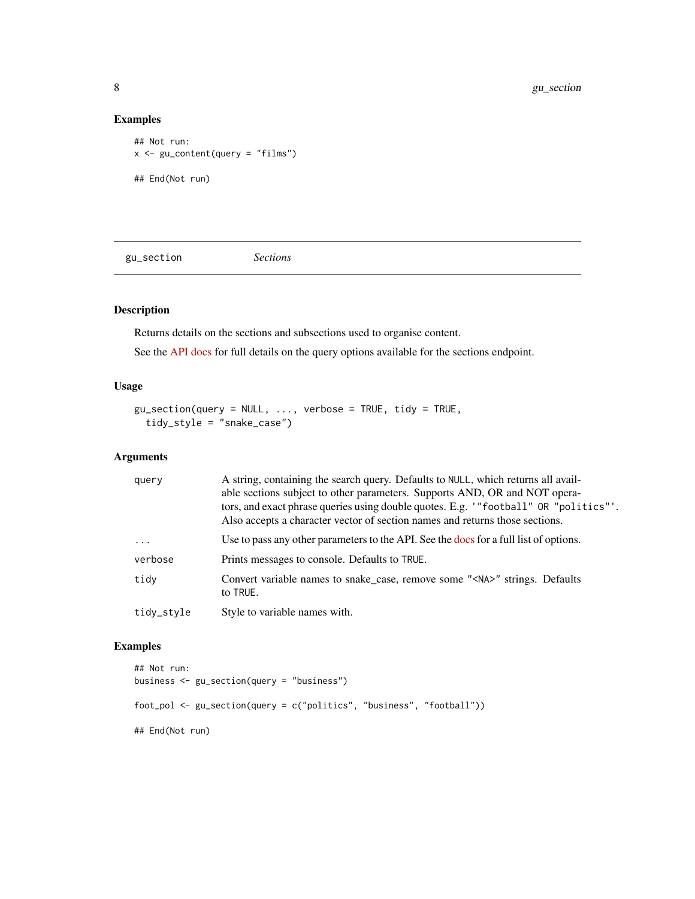## Examples

```
## Not run:
x <- gu_content(query = "films")

## End(Not run)
```

---

# gu_section *Sections*

---

## Description

Returns details on the sections and subsections used to organise content.

See the API docs for full details on the query options available for the sections endpoint.

## Usage

```
gu_section(query = NULL, ..., verbose = TRUE, tidy = TRUE,
  tidy_style = "snake_case")
```

## Arguments

| | |
|---|---|
| `query` | A string, containing the search query. Defaults to `NULL`, which returns all available sections subject to other parameters. Supports AND, OR and NOT operators, and exact phrase queries using double quotes. E.g. `'"football" OR "politics"'`. Also accepts a character vector of section names and returns those sections. |
| `...` | Use to pass any other parameters to the API. See the docs for a full list of options. |
| `verbose` | Prints messages to console. Defaults to `TRUE`. |
| `tidy` | Convert variable names to snake_case, remove some `"<NA>"` strings. Defaults to `TRUE`. |
| `tidy_style` | Style to variable names with. |

## Examples

```
## Not run:
business <- gu_section(query = "business")

foot_pol <- gu_section(query = c("politics", "business", "football"))

## End(Not run)
```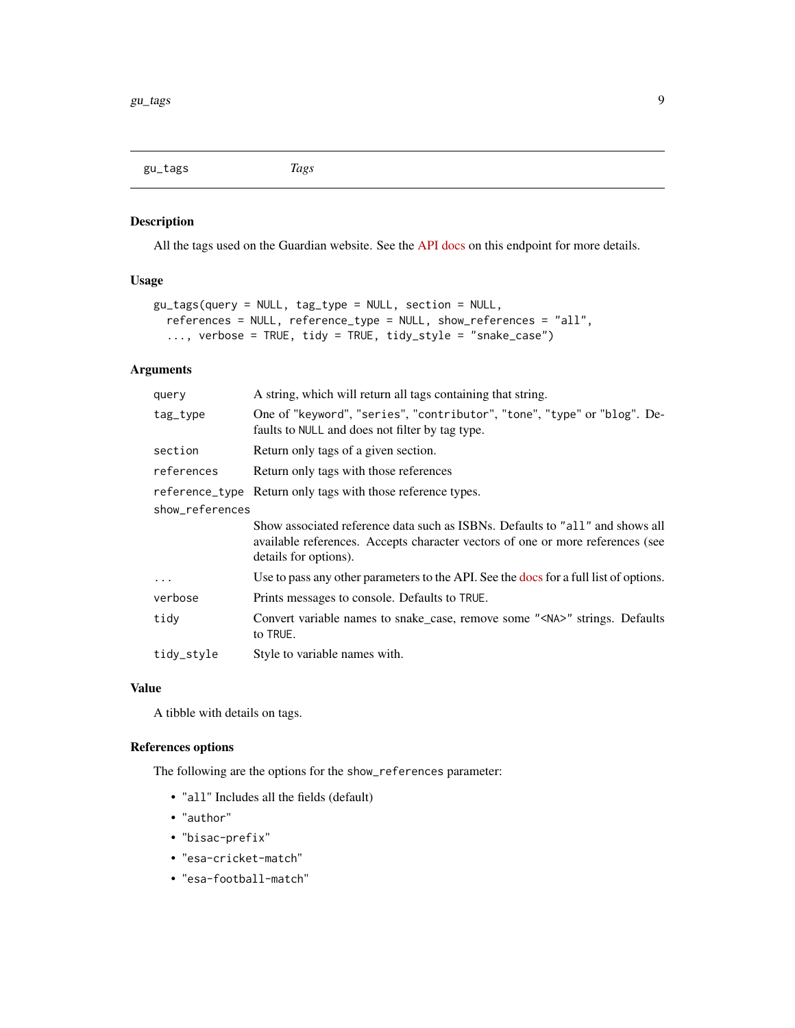## gu_tags — *Tags*

### Description

All the tags used on the Guardian website. See the API docs on this endpoint for more details.

### Usage

```
gu_tags(query = NULL, tag_type = NULL, section = NULL,
  references = NULL, reference_type = NULL, show_references = "all",
  ..., verbose = TRUE, tidy = TRUE, tidy_style = "snake_case")
```

### Arguments

| Argument | Description |
|---|---|
| `query` | A string, which will return all tags containing that string. |
| `tag_type` | One of `"keyword"`, `"series"`, `"contributor"`, `"tone"`, `"type"` or `"blog"`. Defaults to `NULL` and does not filter by tag type. |
| `section` | Return only tags of a given section. |
| `references` | Return only tags with those references |
| `reference_type` | Return only tags with those reference types. |
| `show_references` | Show associated reference data such as ISBNs. Defaults to `"all"` and shows all available references. Accepts character vectors of one or more references (see details for options). |
| `...` | Use to pass any other parameters to the API. See the docs for a full list of options. |
| `verbose` | Prints messages to console. Defaults to `TRUE`. |
| `tidy` | Convert variable names to snake_case, remove some `"<NA>"` strings. Defaults to `TRUE`. |
| `tidy_style` | Style to variable names with. |

### Value

A tibble with details on tags.

### References options

The following are the options for the `show_references` parameter:

- `"all"` Includes all the fields (default)
- `"author"`
- `"bisac-prefix"`
- `"esa-cricket-match"`
- `"esa-football-match"`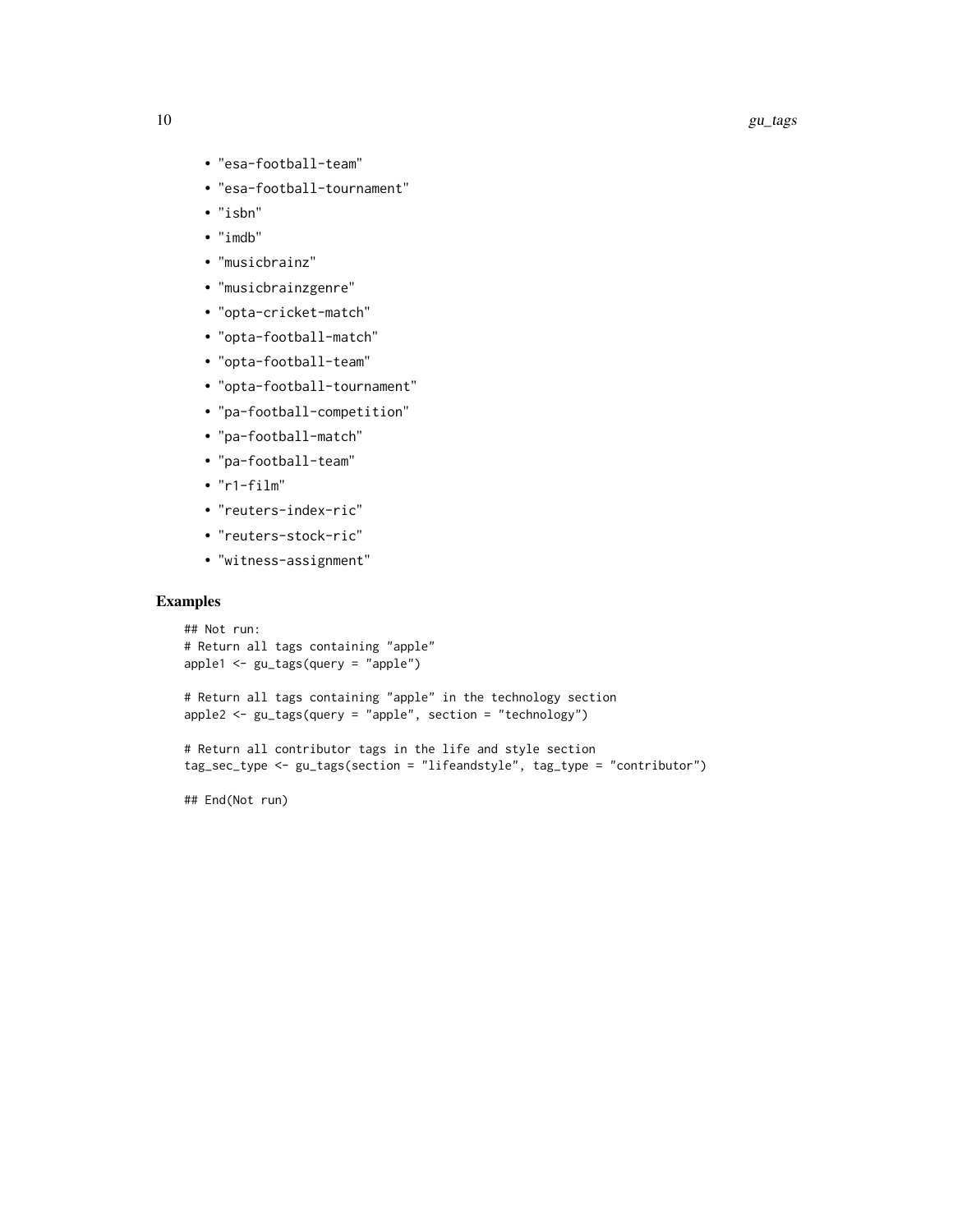- "esa-football-team"
- "esa-football-tournament"
- "isbn"
- "imdb"
- "musicbrainz"
- "musicbrainzgenre"
- "opta-cricket-match"
- "opta-football-match"
- "opta-football-team"
- "opta-football-tournament"
- "pa-football-competition"
- "pa-football-match"
- "pa-football-team"
- "r1-film"
- "reuters-index-ric"
- "reuters-stock-ric"
- "witness-assignment"

## Examples

```
## Not run:
# Return all tags containing "apple"
apple1 <- gu_tags(query = "apple")

# Return all tags containing "apple" in the technology section
apple2 <- gu_tags(query = "apple", section = "technology")

# Return all contributor tags in the life and style section
tag_sec_type <- gu_tags(section = "lifeandstyle", tag_type = "contributor")

## End(Not run)
```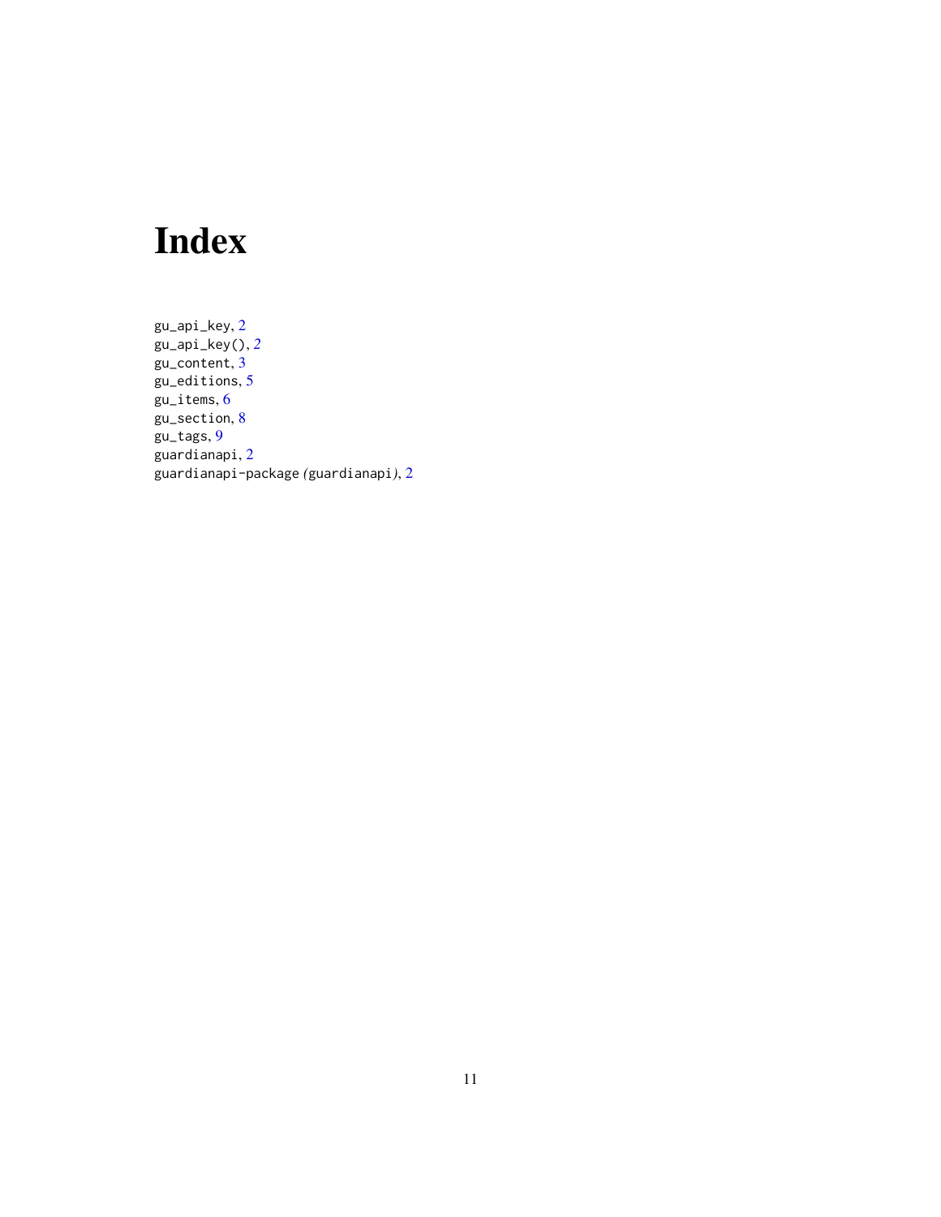# Index

gu_api_key, 2
gu_api_key(), *2*
gu_content, 3
gu_editions, 5
gu_items, 6
gu_section, 8
gu_tags, 9
guardianapi, 2
guardianapi-package *(*guardianapi*)*, 2